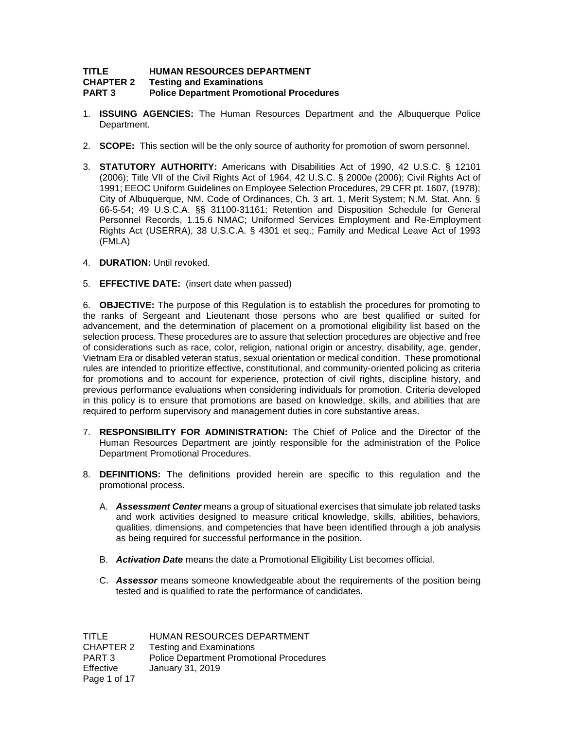**TITLE HUMAN RESOURCES DEPARTMENT**
**CHAPTER 2 Testing and Examinations**
**PART 3 Police Department Promotional Procedures**

1. **ISSUING AGENCIES:** The Human Resources Department and the Albuquerque Police Department.

2. **SCOPE:** This section will be the only source of authority for promotion of sworn personnel.

3. **STATUTORY AUTHORITY:** Americans with Disabilities Act of 1990, 42 U.S.C. § 12101 (2006); Title VII of the Civil Rights Act of 1964, 42 U.S.C. § 2000e (2006); Civil Rights Act of 1991; EEOC Uniform Guidelines on Employee Selection Procedures, 29 CFR pt. 1607, (1978); City of Albuquerque, NM. Code of Ordinances, Ch. 3 art. 1, Merit System; N.M. Stat. Ann. § 66-5-54; 49 U.S.C.A. §§ 31100-31161; Retention and Disposition Schedule for General Personnel Records, 1.15.6 NMAC; Uniformed Services Employment and Re-Employment Rights Act (USERRA), 38 U.S.C.A. § 4301 et seq.; Family and Medical Leave Act of 1993 (FMLA)

4. **DURATION:** Until revoked.

5. **EFFECTIVE DATE:** (insert date when passed)

6. **OBJECTIVE:** The purpose of this Regulation is to establish the procedures for promoting to the ranks of Sergeant and Lieutenant those persons who are best qualified or suited for advancement, and the determination of placement on a promotional eligibility list based on the selection process. These procedures are to assure that selection procedures are objective and free of considerations such as race, color, religion, national origin or ancestry, disability, age, gender, Vietnam Era or disabled veteran status, sexual orientation or medical condition. These promotional rules are intended to prioritize effective, constitutional, and community-oriented policing as criteria for promotions and to account for experience, protection of civil rights, discipline history, and previous performance evaluations when considering individuals for promotion. Criteria developed in this policy is to ensure that promotions are based on knowledge, skills, and abilities that are required to perform supervisory and management duties in core substantive areas.

7. **RESPONSIBILITY FOR ADMINISTRATION:** The Chief of Police and the Director of the Human Resources Department are jointly responsible for the administration of the Police Department Promotional Procedures.

8. **DEFINITIONS:** The definitions provided herein are specific to this regulation and the promotional process.

   A. ***Assessment Center*** means a group of situational exercises that simulate job related tasks and work activities designed to measure critical knowledge, skills, abilities, behaviors, qualities, dimensions, and competencies that have been identified through a job analysis as being required for successful performance in the position.

   B. ***Activation Date*** means the date a Promotional Eligibility List becomes official.

   C. ***Assessor*** means someone knowledgeable about the requirements of the position being tested and is qualified to rate the performance of candidates.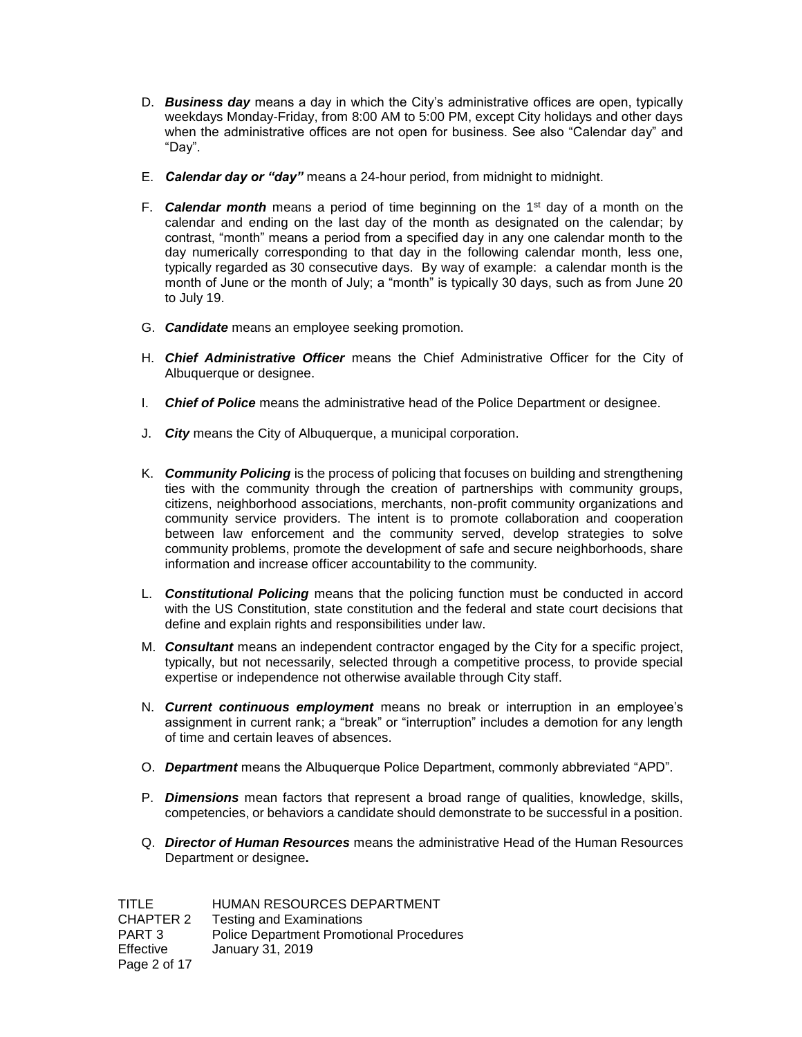D. ***Business day*** means a day in which the City's administrative offices are open, typically weekdays Monday-Friday, from 8:00 AM to 5:00 PM, except City holidays and other days when the administrative offices are not open for business. See also "Calendar day" and "Day".

E. ***Calendar day or "day"*** means a 24-hour period, from midnight to midnight.

F. ***Calendar month*** means a period of time beginning on the 1st day of a month on the calendar and ending on the last day of the month as designated on the calendar; by contrast, "month" means a period from a specified day in any one calendar month to the day numerically corresponding to that day in the following calendar month, less one, typically regarded as 30 consecutive days. By way of example: a calendar month is the month of June or the month of July; a "month" is typically 30 days, such as from June 20 to July 19.

G. ***Candidate*** means an employee seeking promotion.

H. ***Chief Administrative Officer*** means the Chief Administrative Officer for the City of Albuquerque or designee.

I. ***Chief of Police*** means the administrative head of the Police Department or designee.

J. ***City*** means the City of Albuquerque, a municipal corporation.

K. ***Community Policing*** is the process of policing that focuses on building and strengthening ties with the community through the creation of partnerships with community groups, citizens, neighborhood associations, merchants, non-profit community organizations and community service providers. The intent is to promote collaboration and cooperation between law enforcement and the community served, develop strategies to solve community problems, promote the development of safe and secure neighborhoods, share information and increase officer accountability to the community.

L. ***Constitutional Policing*** means that the policing function must be conducted in accord with the US Constitution, state constitution and the federal and state court decisions that define and explain rights and responsibilities under law.

M. ***Consultant*** means an independent contractor engaged by the City for a specific project, typically, but not necessarily, selected through a competitive process, to provide special expertise or independence not otherwise available through City staff.

N. ***Current continuous employment*** means no break or interruption in an employee's assignment in current rank; a "break" or "interruption" includes a demotion for any length of time and certain leaves of absences.

O. ***Department*** means the Albuquerque Police Department, commonly abbreviated "APD".

P. ***Dimensions*** mean factors that represent a broad range of qualities, knowledge, skills, competencies, or behaviors a candidate should demonstrate to be successful in a position.

Q. ***Director of Human Resources*** means the administrative Head of the Human Resources Department or designee**.**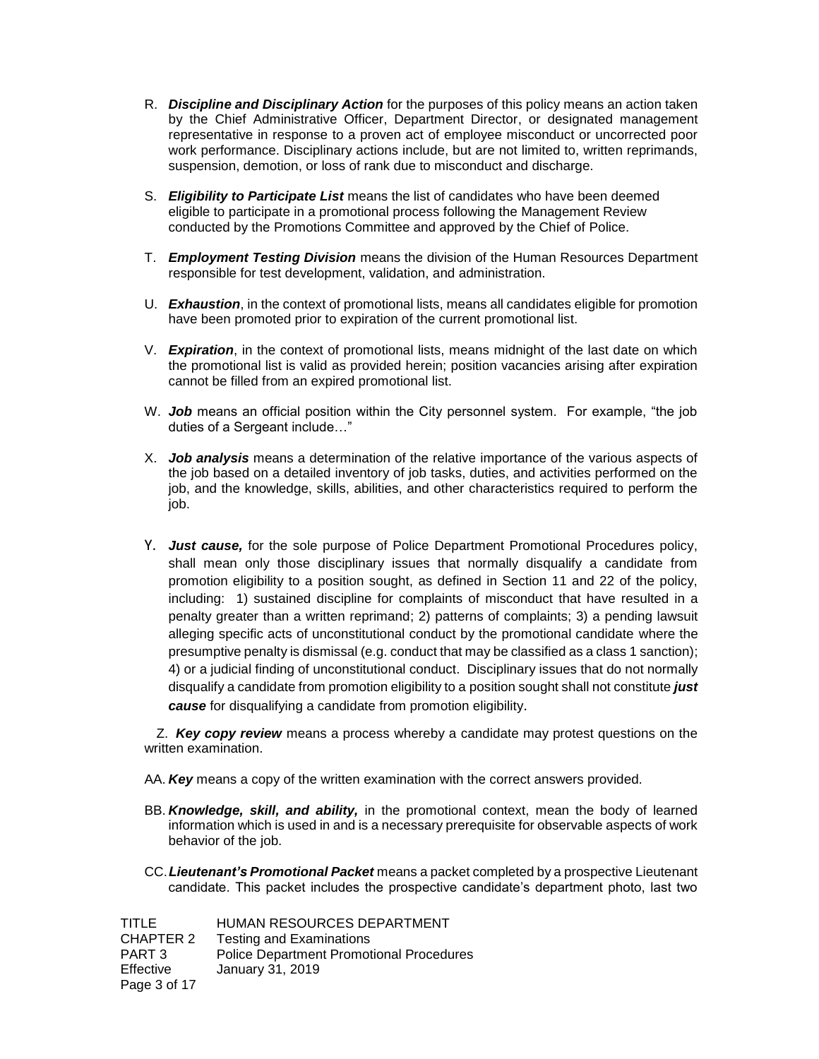R. ***Discipline and Disciplinary Action*** for the purposes of this policy means an action taken by the Chief Administrative Officer, Department Director, or designated management representative in response to a proven act of employee misconduct or uncorrected poor work performance. Disciplinary actions include, but are not limited to, written reprimands, suspension, demotion, or loss of rank due to misconduct and discharge.

S. ***Eligibility to Participate List*** means the list of candidates who have been deemed eligible to participate in a promotional process following the Management Review conducted by the Promotions Committee and approved by the Chief of Police.

T. ***Employment Testing Division*** means the division of the Human Resources Department responsible for test development, validation, and administration.

U. ***Exhaustion***, in the context of promotional lists, means all candidates eligible for promotion have been promoted prior to expiration of the current promotional list.

V. ***Expiration***, in the context of promotional lists, means midnight of the last date on which the promotional list is valid as provided herein; position vacancies arising after expiration cannot be filled from an expired promotional list.

W. ***Job*** means an official position within the City personnel system. For example, "the job duties of a Sergeant include…"

X. ***Job analysis*** means a determination of the relative importance of the various aspects of the job based on a detailed inventory of job tasks, duties, and activities performed on the job, and the knowledge, skills, abilities, and other characteristics required to perform the job.

Y. ***Just cause,*** for the sole purpose of Police Department Promotional Procedures policy, shall mean only those disciplinary issues that normally disqualify a candidate from promotion eligibility to a position sought, as defined in Section 11 and 22 of the policy, including: 1) sustained discipline for complaints of misconduct that have resulted in a penalty greater than a written reprimand; 2) patterns of complaints; 3) a pending lawsuit alleging specific acts of unconstitutional conduct by the promotional candidate where the presumptive penalty is dismissal (e.g. conduct that may be classified as a class 1 sanction); 4) or a judicial finding of unconstitutional conduct. Disciplinary issues that do not normally disqualify a candidate from promotion eligibility to a position sought shall not constitute ***just cause*** for disqualifying a candidate from promotion eligibility.

Z. ***Key copy review*** means a process whereby a candidate may protest questions on the written examination.

AA. ***Key*** means a copy of the written examination with the correct answers provided.

BB. ***Knowledge, skill, and ability,*** in the promotional context, mean the body of learned information which is used in and is a necessary prerequisite for observable aspects of work behavior of the job.

CC. ***Lieutenant's Promotional Packet*** means a packet completed by a prospective Lieutenant candidate. This packet includes the prospective candidate's department photo, last two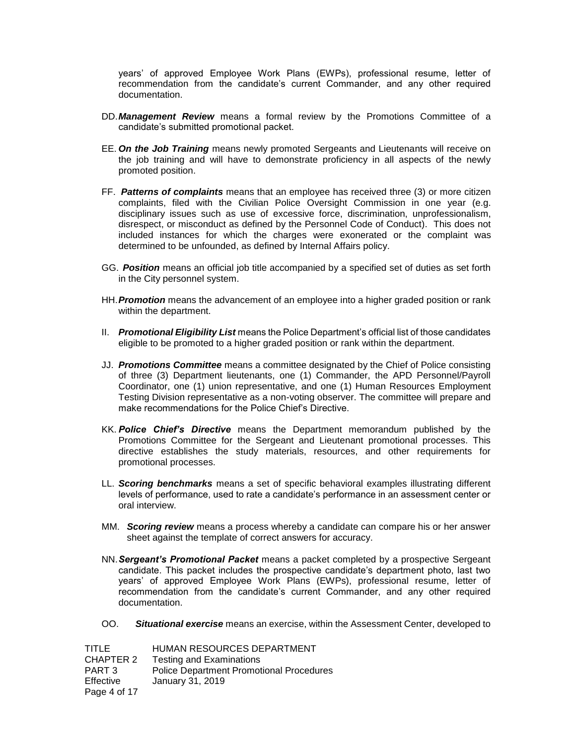years' of approved Employee Work Plans (EWPs), professional resume, letter of recommendation from the candidate's current Commander, and any other required documentation.

DD. ***Management Review*** means a formal review by the Promotions Committee of a candidate's submitted promotional packet.

EE. ***On the Job Training*** means newly promoted Sergeants and Lieutenants will receive on the job training and will have to demonstrate proficiency in all aspects of the newly promoted position.

FF. ***Patterns of complaints*** means that an employee has received three (3) or more citizen complaints, filed with the Civilian Police Oversight Commission in one year (e.g. disciplinary issues such as use of excessive force, discrimination, unprofessionalism, disrespect, or misconduct as defined by the Personnel Code of Conduct). This does not included instances for which the charges were exonerated or the complaint was determined to be unfounded, as defined by Internal Affairs policy.

GG. ***Position*** means an official job title accompanied by a specified set of duties as set forth in the City personnel system.

HH. ***Promotion*** means the advancement of an employee into a higher graded position or rank within the department.

II. ***Promotional Eligibility List*** means the Police Department's official list of those candidates eligible to be promoted to a higher graded position or rank within the department.

JJ. ***Promotions Committee*** means a committee designated by the Chief of Police consisting of three (3) Department lieutenants, one (1) Commander, the APD Personnel/Payroll Coordinator, one (1) union representative, and one (1) Human Resources Employment Testing Division representative as a non-voting observer. The committee will prepare and make recommendations for the Police Chief's Directive.

KK. ***Police Chief's Directive*** means the Department memorandum published by the Promotions Committee for the Sergeant and Lieutenant promotional processes. This directive establishes the study materials, resources, and other requirements for promotional processes.

LL. ***Scoring benchmarks*** means a set of specific behavioral examples illustrating different levels of performance, used to rate a candidate's performance in an assessment center or oral interview.

MM. ***Scoring review*** means a process whereby a candidate can compare his or her answer sheet against the template of correct answers for accuracy.

NN. ***Sergeant's Promotional Packet*** means a packet completed by a prospective Sergeant candidate. This packet includes the prospective candidate's department photo, last two years' of approved Employee Work Plans (EWPs), professional resume, letter of recommendation from the candidate's current Commander, and any other required documentation.

OO. ***Situational exercise*** means an exercise, within the Assessment Center, developed to

TITLE HUMAN RESOURCES DEPARTMENT
CHAPTER 2 Testing and Examinations
PART 3 Police Department Promotional Procedures
Effective January 31, 2019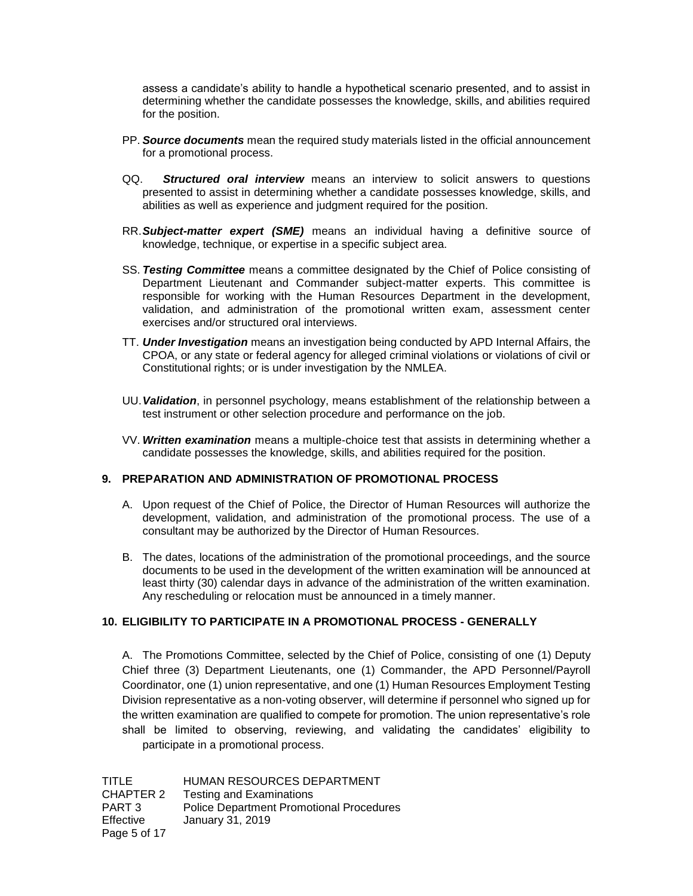assess a candidate's ability to handle a hypothetical scenario presented, and to assist in determining whether the candidate possesses the knowledge, skills, and abilities required for the position.

PP. ***Source documents*** mean the required study materials listed in the official announcement for a promotional process.

QQ. ***Structured oral interview*** means an interview to solicit answers to questions presented to assist in determining whether a candidate possesses knowledge, skills, and abilities as well as experience and judgment required for the position.

RR. ***Subject-matter expert (SME)*** means an individual having a definitive source of knowledge, technique, or expertise in a specific subject area.

SS. ***Testing Committee*** means a committee designated by the Chief of Police consisting of Department Lieutenant and Commander subject-matter experts. This committee is responsible for working with the Human Resources Department in the development, validation, and administration of the promotional written exam, assessment center exercises and/or structured oral interviews.

TT. ***Under Investigation*** means an investigation being conducted by APD Internal Affairs, the CPOA, or any state or federal agency for alleged criminal violations or violations of civil or Constitutional rights; or is under investigation by the NMLEA.

UU. ***Validation***, in personnel psychology, means establishment of the relationship between a test instrument or other selection procedure and performance on the job.

VV. ***Written examination*** means a multiple-choice test that assists in determining whether a candidate possesses the knowledge, skills, and abilities required for the position.

## 9. PREPARATION AND ADMINISTRATION OF PROMOTIONAL PROCESS

A. Upon request of the Chief of Police, the Director of Human Resources will authorize the development, validation, and administration of the promotional process. The use of a consultant may be authorized by the Director of Human Resources.

B. The dates, locations of the administration of the promotional proceedings, and the source documents to be used in the development of the written examination will be announced at least thirty (30) calendar days in advance of the administration of the written examination. Any rescheduling or relocation must be announced in a timely manner.

## 10. ELIGIBILITY TO PARTICIPATE IN A PROMOTIONAL PROCESS - GENERALLY

A. The Promotions Committee, selected by the Chief of Police, consisting of one (1) Deputy Chief three (3) Department Lieutenants, one (1) Commander, the APD Personnel/Payroll Coordinator, one (1) union representative, and one (1) Human Resources Employment Testing Division representative as a non-voting observer, will determine if personnel who signed up for the written examination are qualified to compete for promotion. The union representative's role shall be limited to observing, reviewing, and validating the candidates' eligibility to participate in a promotional process.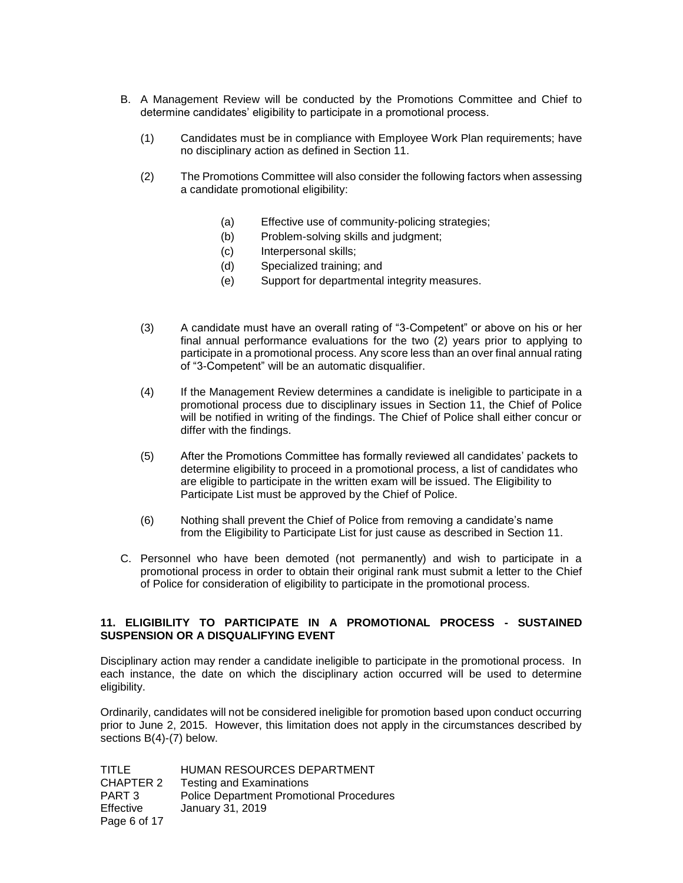B. A Management Review will be conducted by the Promotions Committee and Chief to determine candidates' eligibility to participate in a promotional process.

(1) Candidates must be in compliance with Employee Work Plan requirements; have no disciplinary action as defined in Section 11.

(2) The Promotions Committee will also consider the following factors when assessing a candidate promotional eligibility:

(a) Effective use of community-policing strategies;
(b) Problem-solving skills and judgment;
(c) Interpersonal skills;
(d) Specialized training; and
(e) Support for departmental integrity measures.

(3) A candidate must have an overall rating of "3-Competent" or above on his or her final annual performance evaluations for the two (2) years prior to applying to participate in a promotional process. Any score less than an over final annual rating of "3-Competent" will be an automatic disqualifier.

(4) If the Management Review determines a candidate is ineligible to participate in a promotional process due to disciplinary issues in Section 11, the Chief of Police will be notified in writing of the findings. The Chief of Police shall either concur or differ with the findings.

(5) After the Promotions Committee has formally reviewed all candidates' packets to determine eligibility to proceed in a promotional process, a list of candidates who are eligible to participate in the written exam will be issued. The Eligibility to Participate List must be approved by the Chief of Police.

(6) Nothing shall prevent the Chief of Police from removing a candidate's name from the Eligibility to Participate List for just cause as described in Section 11.

C. Personnel who have been demoted (not permanently) and wish to participate in a promotional process in order to obtain their original rank must submit a letter to the Chief of Police for consideration of eligibility to participate in the promotional process.

## 11. ELIGIBILITY TO PARTICIPATE IN A PROMOTIONAL PROCESS - SUSTAINED SUSPENSION OR A DISQUALIFYING EVENT

Disciplinary action may render a candidate ineligible to participate in the promotional process. In each instance, the date on which the disciplinary action occurred will be used to determine eligibility.

Ordinarily, candidates will not be considered ineligible for promotion based upon conduct occurring prior to June 2, 2015. However, this limitation does not apply in the circumstances described by sections B(4)-(7) below.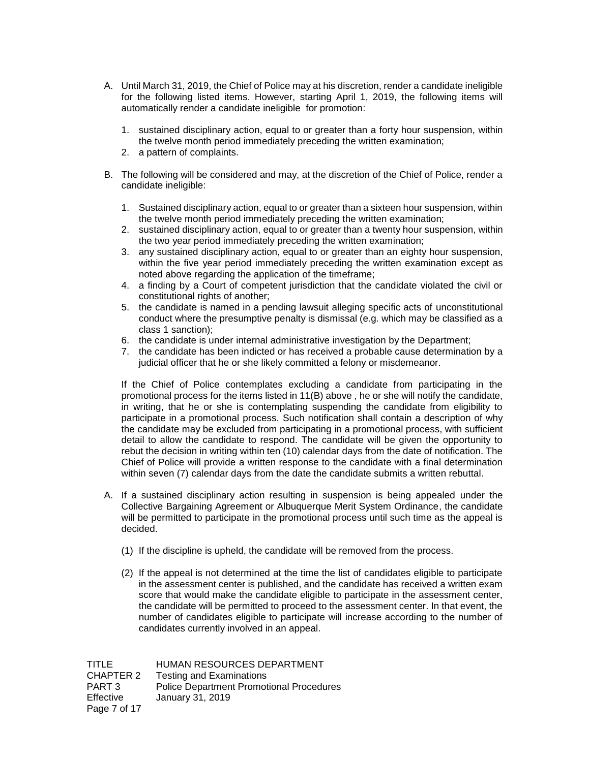A. Until March 31, 2019, the Chief of Police may at his discretion, render a candidate ineligible for the following listed items. However, starting April 1, 2019, the following items will automatically render a candidate ineligible for promotion:

   1. sustained disciplinary action, equal to or greater than a forty hour suspension, within the twelve month period immediately preceding the written examination;
   2. a pattern of complaints.

B. The following will be considered and may, at the discretion of the Chief of Police, render a candidate ineligible:

   1. Sustained disciplinary action, equal to or greater than a sixteen hour suspension, within the twelve month period immediately preceding the written examination;
   2. sustained disciplinary action, equal to or greater than a twenty hour suspension, within the two year period immediately preceding the written examination;
   3. any sustained disciplinary action, equal to or greater than an eighty hour suspension, within the five year period immediately preceding the written examination except as noted above regarding the application of the timeframe;
   4. a finding by a Court of competent jurisdiction that the candidate violated the civil or constitutional rights of another;
   5. the candidate is named in a pending lawsuit alleging specific acts of unconstitutional conduct where the presumptive penalty is dismissal (e.g. which may be classified as a class 1 sanction);
   6. the candidate is under internal administrative investigation by the Department;
   7. the candidate has been indicted or has received a probable cause determination by a judicial officer that he or she likely committed a felony or misdemeanor.

   If the Chief of Police contemplates excluding a candidate from participating in the promotional process for the items listed in 11(B) above , he or she will notify the candidate, in writing, that he or she is contemplating suspending the candidate from eligibility to participate in a promotional process. Such notification shall contain a description of why the candidate may be excluded from participating in a promotional process, with sufficient detail to allow the candidate to respond. The candidate will be given the opportunity to rebut the decision in writing within ten (10) calendar days from the date of notification. The Chief of Police will provide a written response to the candidate with a final determination within seven (7) calendar days from the date the candidate submits a written rebuttal.

A. If a sustained disciplinary action resulting in suspension is being appealed under the Collective Bargaining Agreement or Albuquerque Merit System Ordinance, the candidate will be permitted to participate in the promotional process until such time as the appeal is decided.

   (1) If the discipline is upheld, the candidate will be removed from the process.

   (2) If the appeal is not determined at the time the list of candidates eligible to participate in the assessment center is published, and the candidate has received a written exam score that would make the candidate eligible to participate in the assessment center, the candidate will be permitted to proceed to the assessment center. In that event, the number of candidates eligible to participate will increase according to the number of candidates currently involved in an appeal.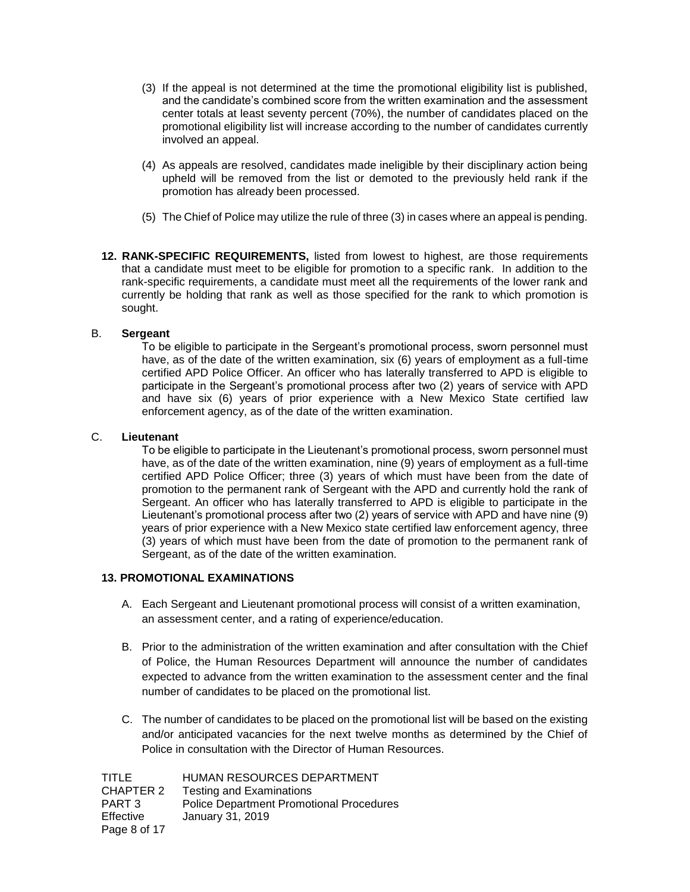(3) If the appeal is not determined at the time the promotional eligibility list is published, and the candidate's combined score from the written examination and the assessment center totals at least seventy percent (70%), the number of candidates placed on the promotional eligibility list will increase according to the number of candidates currently involved an appeal.

(4) As appeals are resolved, candidates made ineligible by their disciplinary action being upheld will be removed from the list or demoted to the previously held rank if the promotion has already been processed.

(5) The Chief of Police may utilize the rule of three (3) in cases where an appeal is pending.

**12. RANK-SPECIFIC REQUIREMENTS,** listed from lowest to highest, are those requirements that a candidate must meet to be eligible for promotion to a specific rank. In addition to the rank-specific requirements, a candidate must meet all the requirements of the lower rank and currently be holding that rank as well as those specified for the rank to which promotion is sought.

B. **Sergeant**

To be eligible to participate in the Sergeant's promotional process, sworn personnel must have, as of the date of the written examination, six (6) years of employment as a full-time certified APD Police Officer. An officer who has laterally transferred to APD is eligible to participate in the Sergeant's promotional process after two (2) years of service with APD and have six (6) years of prior experience with a New Mexico State certified law enforcement agency, as of the date of the written examination.

C. **Lieutenant**

To be eligible to participate in the Lieutenant's promotional process, sworn personnel must have, as of the date of the written examination, nine (9) years of employment as a full-time certified APD Police Officer; three (3) years of which must have been from the date of promotion to the permanent rank of Sergeant with the APD and currently hold the rank of Sergeant. An officer who has laterally transferred to APD is eligible to participate in the Lieutenant's promotional process after two (2) years of service with APD and have nine (9) years of prior experience with a New Mexico state certified law enforcement agency, three (3) years of which must have been from the date of promotion to the permanent rank of Sergeant, as of the date of the written examination.

**13. PROMOTIONAL EXAMINATIONS**

A. Each Sergeant and Lieutenant promotional process will consist of a written examination, an assessment center, and a rating of experience/education.

B. Prior to the administration of the written examination and after consultation with the Chief of Police, the Human Resources Department will announce the number of candidates expected to advance from the written examination to the assessment center and the final number of candidates to be placed on the promotional list.

C. The number of candidates to be placed on the promotional list will be based on the existing and/or anticipated vacancies for the next twelve months as determined by the Chief of Police in consultation with the Director of Human Resources.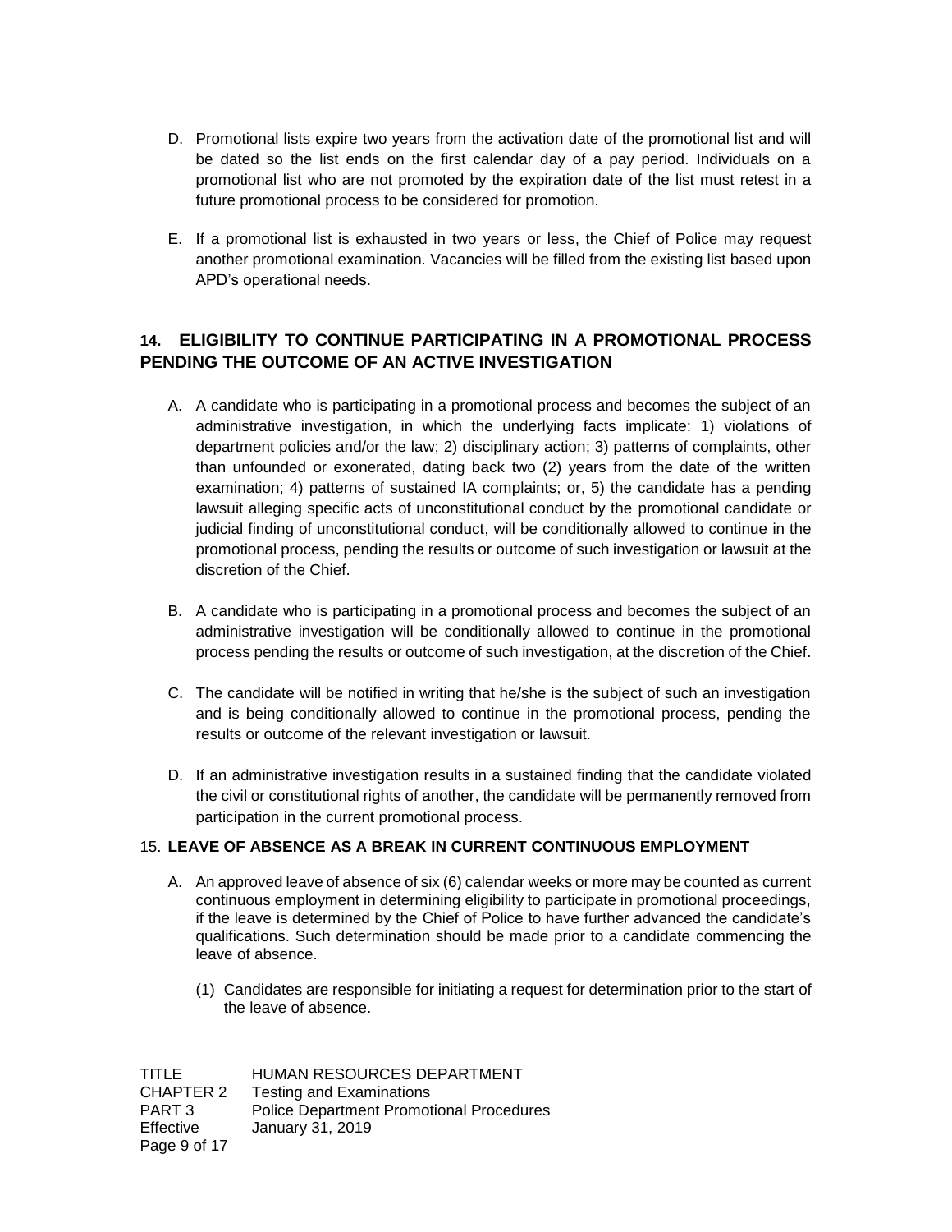D. Promotional lists expire two years from the activation date of the promotional list and will be dated so the list ends on the first calendar day of a pay period. Individuals on a promotional list who are not promoted by the expiration date of the list must retest in a future promotional process to be considered for promotion.

E. If a promotional list is exhausted in two years or less, the Chief of Police may request another promotional examination. Vacancies will be filled from the existing list based upon APD's operational needs.

## 14. ELIGIBILITY TO CONTINUE PARTICIPATING IN A PROMOTIONAL PROCESS PENDING THE OUTCOME OF AN ACTIVE INVESTIGATION

A. A candidate who is participating in a promotional process and becomes the subject of an administrative investigation, in which the underlying facts implicate: 1) violations of department policies and/or the law; 2) disciplinary action; 3) patterns of complaints, other than unfounded or exonerated, dating back two (2) years from the date of the written examination; 4) patterns of sustained IA complaints; or, 5) the candidate has a pending lawsuit alleging specific acts of unconstitutional conduct by the promotional candidate or judicial finding of unconstitutional conduct, will be conditionally allowed to continue in the promotional process, pending the results or outcome of such investigation or lawsuit at the discretion of the Chief.

B. A candidate who is participating in a promotional process and becomes the subject of an administrative investigation will be conditionally allowed to continue in the promotional process pending the results or outcome of such investigation, at the discretion of the Chief.

C. The candidate will be notified in writing that he/she is the subject of such an investigation and is being conditionally allowed to continue in the promotional process, pending the results or outcome of the relevant investigation or lawsuit.

D. If an administrative investigation results in a sustained finding that the candidate violated the civil or constitutional rights of another, the candidate will be permanently removed from participation in the current promotional process.

## 15. LEAVE OF ABSENCE AS A BREAK IN CURRENT CONTINUOUS EMPLOYMENT

A. An approved leave of absence of six (6) calendar weeks or more may be counted as current continuous employment in determining eligibility to participate in promotional proceedings, if the leave is determined by the Chief of Police to have further advanced the candidate's qualifications. Such determination should be made prior to a candidate commencing the leave of absence.

   (1) Candidates are responsible for initiating a request for determination prior to the start of the leave of absence.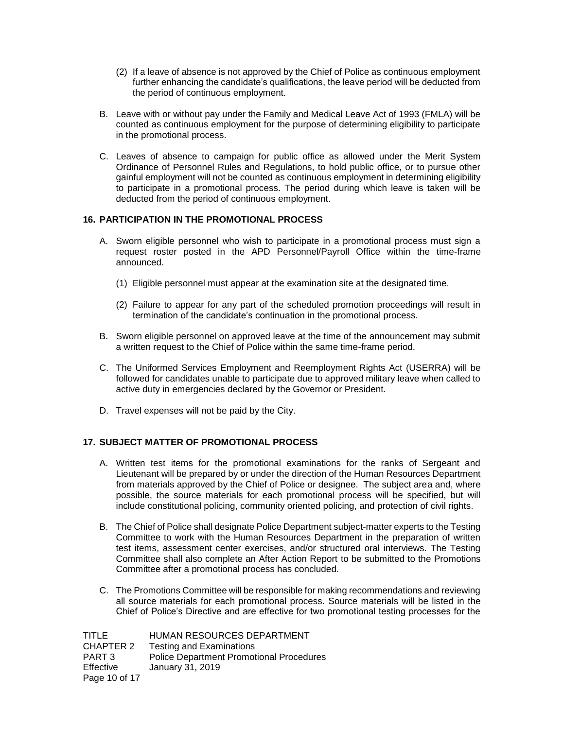(2) If a leave of absence is not approved by the Chief of Police as continuous employment further enhancing the candidate's qualifications, the leave period will be deducted from the period of continuous employment.

B. Leave with or without pay under the Family and Medical Leave Act of 1993 (FMLA) will be counted as continuous employment for the purpose of determining eligibility to participate in the promotional process.

C. Leaves of absence to campaign for public office as allowed under the Merit System Ordinance of Personnel Rules and Regulations, to hold public office, or to pursue other gainful employment will not be counted as continuous employment in determining eligibility to participate in a promotional process. The period during which leave is taken will be deducted from the period of continuous employment.

**16. PARTICIPATION IN THE PROMOTIONAL PROCESS**

A. Sworn eligible personnel who wish to participate in a promotional process must sign a request roster posted in the APD Personnel/Payroll Office within the time-frame announced.

(1) Eligible personnel must appear at the examination site at the designated time.

(2) Failure to appear for any part of the scheduled promotion proceedings will result in termination of the candidate's continuation in the promotional process.

B. Sworn eligible personnel on approved leave at the time of the announcement may submit a written request to the Chief of Police within the same time-frame period.

C. The Uniformed Services Employment and Reemployment Rights Act (USERRA) will be followed for candidates unable to participate due to approved military leave when called to active duty in emergencies declared by the Governor or President.

D. Travel expenses will not be paid by the City.

**17. SUBJECT MATTER OF PROMOTIONAL PROCESS**

A. Written test items for the promotional examinations for the ranks of Sergeant and Lieutenant will be prepared by or under the direction of the Human Resources Department from materials approved by the Chief of Police or designee. The subject area and, where possible, the source materials for each promotional process will be specified, but will include constitutional policing, community oriented policing, and protection of civil rights.

B. The Chief of Police shall designate Police Department subject-matter experts to the Testing Committee to work with the Human Resources Department in the preparation of written test items, assessment center exercises, and/or structured oral interviews. The Testing Committee shall also complete an After Action Report to be submitted to the Promotions Committee after a promotional process has concluded.

C. The Promotions Committee will be responsible for making recommendations and reviewing all source materials for each promotional process. Source materials will be listed in the Chief of Police's Directive and are effective for two promotional testing processes for the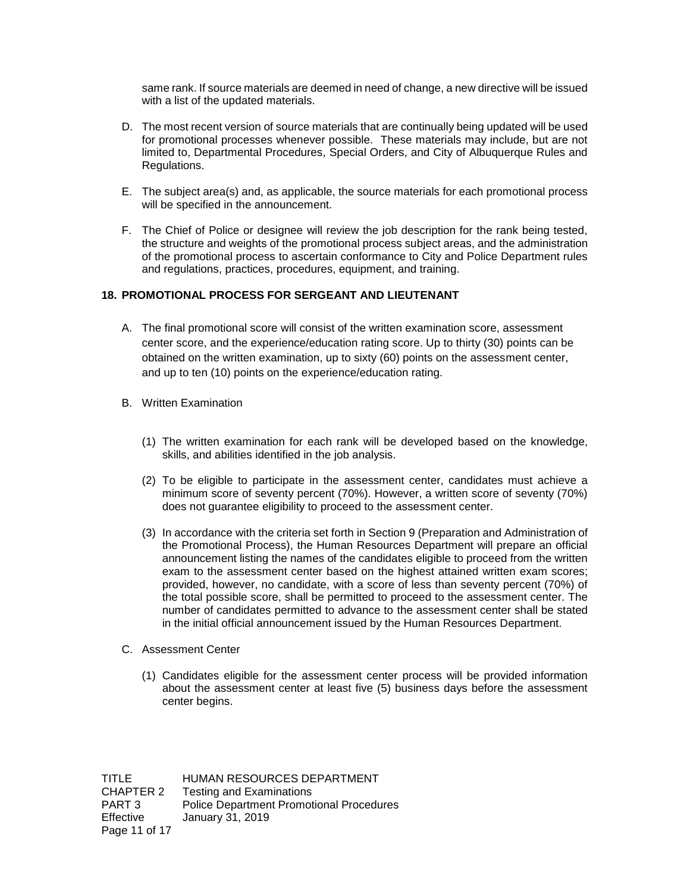same rank. If source materials are deemed in need of change, a new directive will be issued with a list of the updated materials.

D. The most recent version of source materials that are continually being updated will be used for promotional processes whenever possible. These materials may include, but are not limited to, Departmental Procedures, Special Orders, and City of Albuquerque Rules and Regulations.

E. The subject area(s) and, as applicable, the source materials for each promotional process will be specified in the announcement.

F. The Chief of Police or designee will review the job description for the rank being tested, the structure and weights of the promotional process subject areas, and the administration of the promotional process to ascertain conformance to City and Police Department rules and regulations, practices, procedures, equipment, and training.

## 18. PROMOTIONAL PROCESS FOR SERGEANT AND LIEUTENANT

A. The final promotional score will consist of the written examination score, assessment center score, and the experience/education rating score. Up to thirty (30) points can be obtained on the written examination, up to sixty (60) points on the assessment center, and up to ten (10) points on the experience/education rating.

B. Written Examination

(1) The written examination for each rank will be developed based on the knowledge, skills, and abilities identified in the job analysis.

(2) To be eligible to participate in the assessment center, candidates must achieve a minimum score of seventy percent (70%). However, a written score of seventy (70%) does not guarantee eligibility to proceed to the assessment center.

(3) In accordance with the criteria set forth in Section 9 (Preparation and Administration of the Promotional Process), the Human Resources Department will prepare an official announcement listing the names of the candidates eligible to proceed from the written exam to the assessment center based on the highest attained written exam scores; provided, however, no candidate, with a score of less than seventy percent (70%) of the total possible score, shall be permitted to proceed to the assessment center. The number of candidates permitted to advance to the assessment center shall be stated in the initial official announcement issued by the Human Resources Department.

C. Assessment Center

(1) Candidates eligible for the assessment center process will be provided information about the assessment center at least five (5) business days before the assessment center begins.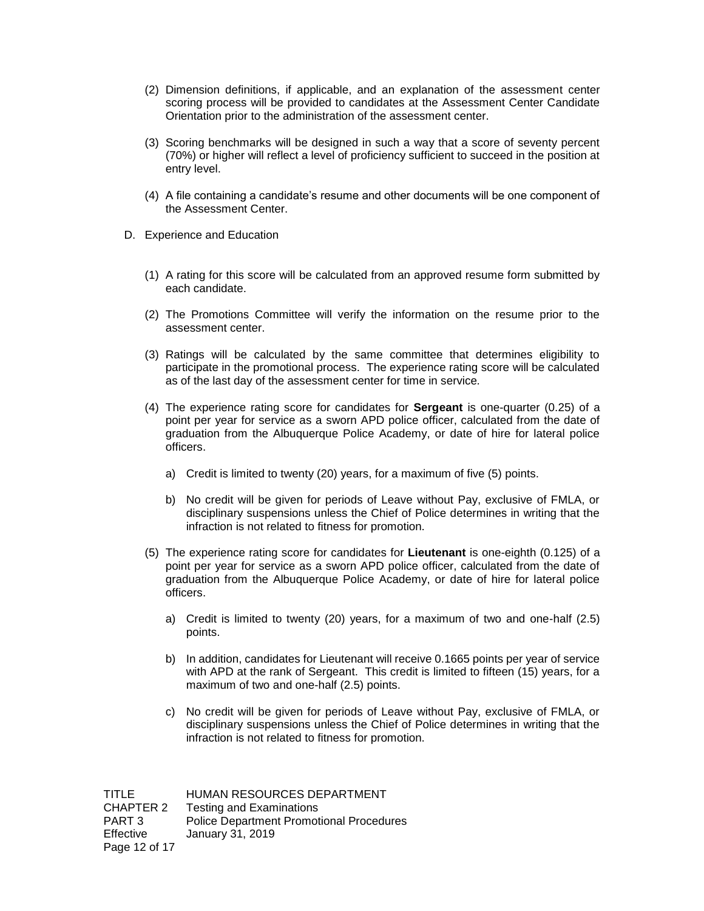(2) Dimension definitions, if applicable, and an explanation of the assessment center scoring process will be provided to candidates at the Assessment Center Candidate Orientation prior to the administration of the assessment center.

(3) Scoring benchmarks will be designed in such a way that a score of seventy percent (70%) or higher will reflect a level of proficiency sufficient to succeed in the position at entry level.

(4) A file containing a candidate's resume and other documents will be one component of the Assessment Center.

D. Experience and Education

(1) A rating for this score will be calculated from an approved resume form submitted by each candidate.

(2) The Promotions Committee will verify the information on the resume prior to the assessment center.

(3) Ratings will be calculated by the same committee that determines eligibility to participate in the promotional process. The experience rating score will be calculated as of the last day of the assessment center for time in service.

(4) The experience rating score for candidates for **Sergeant** is one-quarter (0.25) of a point per year for service as a sworn APD police officer, calculated from the date of graduation from the Albuquerque Police Academy, or date of hire for lateral police officers.

a) Credit is limited to twenty (20) years, for a maximum of five (5) points.

b) No credit will be given for periods of Leave without Pay, exclusive of FMLA, or disciplinary suspensions unless the Chief of Police determines in writing that the infraction is not related to fitness for promotion.

(5) The experience rating score for candidates for **Lieutenant** is one-eighth (0.125) of a point per year for service as a sworn APD police officer, calculated from the date of graduation from the Albuquerque Police Academy, or date of hire for lateral police officers.

a) Credit is limited to twenty (20) years, for a maximum of two and one-half (2.5) points.

b) In addition, candidates for Lieutenant will receive 0.1665 points per year of service with APD at the rank of Sergeant. This credit is limited to fifteen (15) years, for a maximum of two and one-half (2.5) points.

c) No credit will be given for periods of Leave without Pay, exclusive of FMLA, or disciplinary suspensions unless the Chief of Police determines in writing that the infraction is not related to fitness for promotion.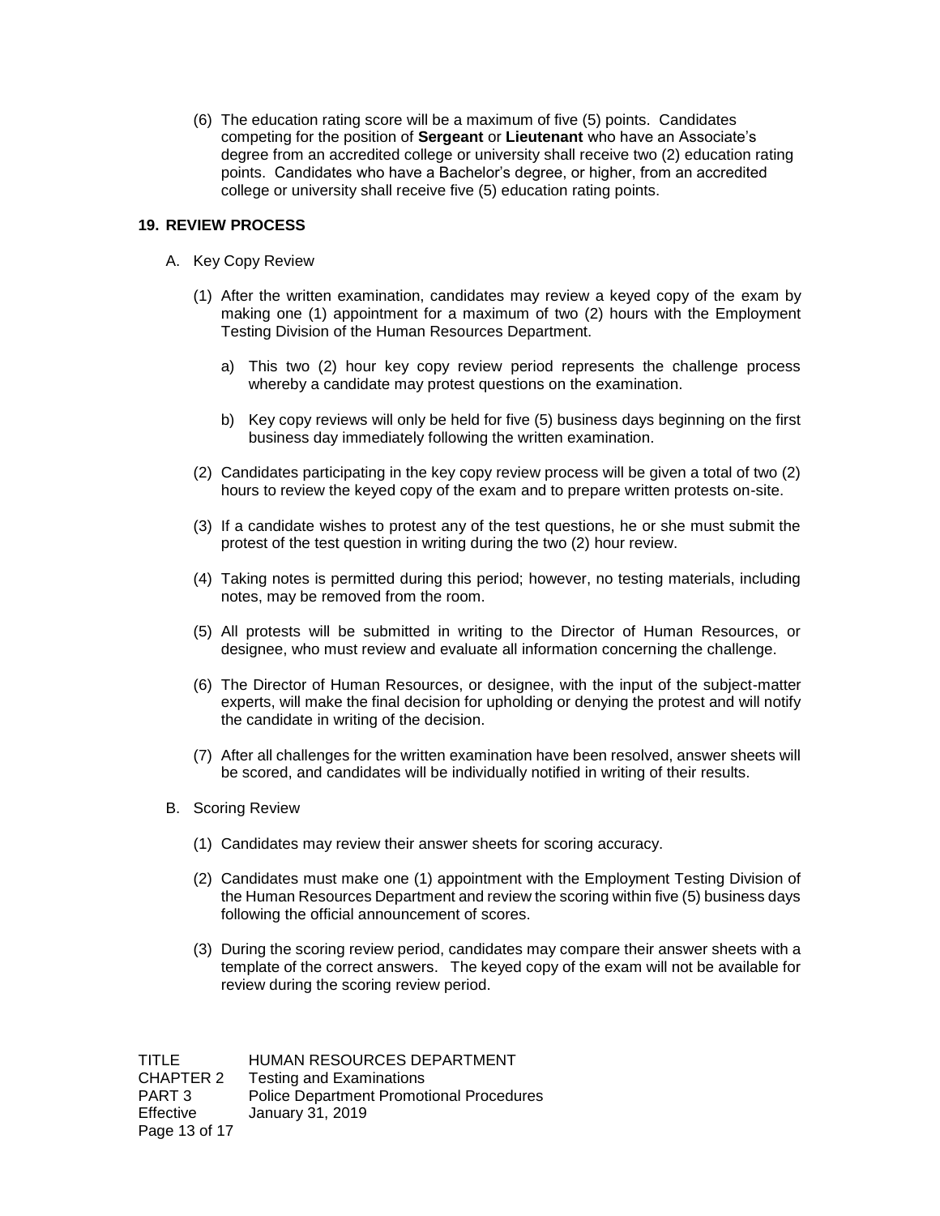(6) The education rating score will be a maximum of five (5) points. Candidates competing for the position of **Sergeant** or **Lieutenant** who have an Associate's degree from an accredited college or university shall receive two (2) education rating points. Candidates who have a Bachelor's degree, or higher, from an accredited college or university shall receive five (5) education rating points.

## 19. REVIEW PROCESS

A. Key Copy Review

(1) After the written examination, candidates may review a keyed copy of the exam by making one (1) appointment for a maximum of two (2) hours with the Employment Testing Division of the Human Resources Department.

a) This two (2) hour key copy review period represents the challenge process whereby a candidate may protest questions on the examination.

b) Key copy reviews will only be held for five (5) business days beginning on the first business day immediately following the written examination.

(2) Candidates participating in the key copy review process will be given a total of two (2) hours to review the keyed copy of the exam and to prepare written protests on-site.

(3) If a candidate wishes to protest any of the test questions, he or she must submit the protest of the test question in writing during the two (2) hour review.

(4) Taking notes is permitted during this period; however, no testing materials, including notes, may be removed from the room.

(5) All protests will be submitted in writing to the Director of Human Resources, or designee, who must review and evaluate all information concerning the challenge.

(6) The Director of Human Resources, or designee, with the input of the subject-matter experts, will make the final decision for upholding or denying the protest and will notify the candidate in writing of the decision.

(7) After all challenges for the written examination have been resolved, answer sheets will be scored, and candidates will be individually notified in writing of their results.

B. Scoring Review

(1) Candidates may review their answer sheets for scoring accuracy.

(2) Candidates must make one (1) appointment with the Employment Testing Division of the Human Resources Department and review the scoring within five (5) business days following the official announcement of scores.

(3) During the scoring review period, candidates may compare their answer sheets with a template of the correct answers. The keyed copy of the exam will not be available for review during the scoring review period.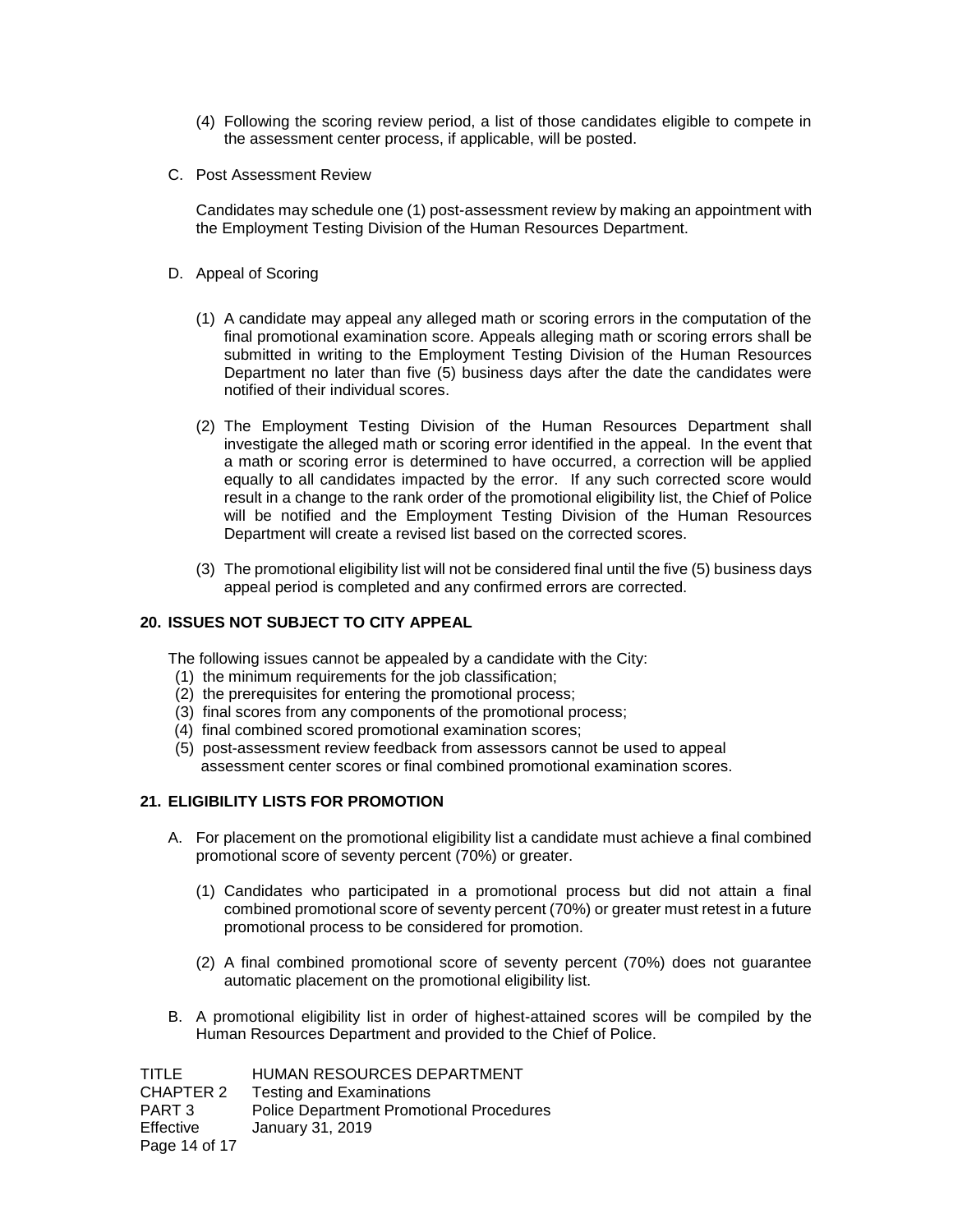(4) Following the scoring review period, a list of those candidates eligible to compete in the assessment center process, if applicable, will be posted.

C. Post Assessment Review

Candidates may schedule one (1) post-assessment review by making an appointment with the Employment Testing Division of the Human Resources Department.

D. Appeal of Scoring

(1) A candidate may appeal any alleged math or scoring errors in the computation of the final promotional examination score. Appeals alleging math or scoring errors shall be submitted in writing to the Employment Testing Division of the Human Resources Department no later than five (5) business days after the date the candidates were notified of their individual scores.

(2) The Employment Testing Division of the Human Resources Department shall investigate the alleged math or scoring error identified in the appeal. In the event that a math or scoring error is determined to have occurred, a correction will be applied equally to all candidates impacted by the error. If any such corrected score would result in a change to the rank order of the promotional eligibility list, the Chief of Police will be notified and the Employment Testing Division of the Human Resources Department will create a revised list based on the corrected scores.

(3) The promotional eligibility list will not be considered final until the five (5) business days appeal period is completed and any confirmed errors are corrected.

## 20. ISSUES NOT SUBJECT TO CITY APPEAL

The following issues cannot be appealed by a candidate with the City:

(1) the minimum requirements for the job classification;
(2) the prerequisites for entering the promotional process;
(3) final scores from any components of the promotional process;
(4) final combined scored promotional examination scores;
(5) post-assessment review feedback from assessors cannot be used to appeal assessment center scores or final combined promotional examination scores.

## 21. ELIGIBILITY LISTS FOR PROMOTION

A. For placement on the promotional eligibility list a candidate must achieve a final combined promotional score of seventy percent (70%) or greater.

(1) Candidates who participated in a promotional process but did not attain a final combined promotional score of seventy percent (70%) or greater must retest in a future promotional process to be considered for promotion.

(2) A final combined promotional score of seventy percent (70%) does not guarantee automatic placement on the promotional eligibility list.

B. A promotional eligibility list in order of highest-attained scores will be compiled by the Human Resources Department and provided to the Chief of Police.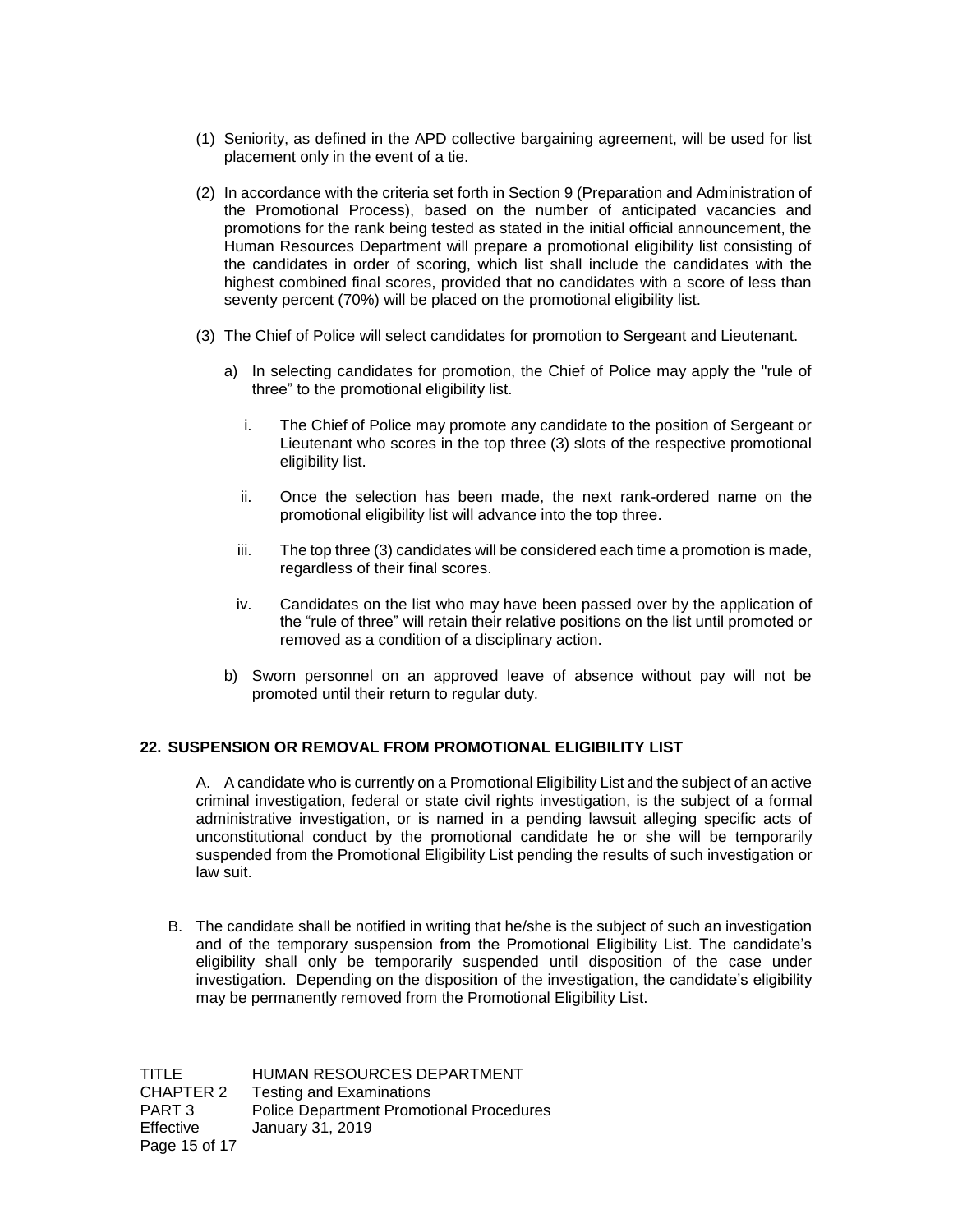(1) Seniority, as defined in the APD collective bargaining agreement, will be used for list placement only in the event of a tie.

(2) In accordance with the criteria set forth in Section 9 (Preparation and Administration of the Promotional Process), based on the number of anticipated vacancies and promotions for the rank being tested as stated in the initial official announcement, the Human Resources Department will prepare a promotional eligibility list consisting of the candidates in order of scoring, which list shall include the candidates with the highest combined final scores, provided that no candidates with a score of less than seventy percent (70%) will be placed on the promotional eligibility list.

(3) The Chief of Police will select candidates for promotion to Sergeant and Lieutenant.

a) In selecting candidates for promotion, the Chief of Police may apply the "rule of three" to the promotional eligibility list.

i. The Chief of Police may promote any candidate to the position of Sergeant or Lieutenant who scores in the top three (3) slots of the respective promotional eligibility list.

ii. Once the selection has been made, the next rank-ordered name on the promotional eligibility list will advance into the top three.

iii. The top three (3) candidates will be considered each time a promotion is made, regardless of their final scores.

iv. Candidates on the list who may have been passed over by the application of the "rule of three" will retain their relative positions on the list until promoted or removed as a condition of a disciplinary action.

b) Sworn personnel on an approved leave of absence without pay will not be promoted until their return to regular duty.

## 22. SUSPENSION OR REMOVAL FROM PROMOTIONAL ELIGIBILITY LIST

A. A candidate who is currently on a Promotional Eligibility List and the subject of an active criminal investigation, federal or state civil rights investigation, is the subject of a formal administrative investigation, or is named in a pending lawsuit alleging specific acts of unconstitutional conduct by the promotional candidate he or she will be temporarily suspended from the Promotional Eligibility List pending the results of such investigation or law suit.

B. The candidate shall be notified in writing that he/she is the subject of such an investigation and of the temporary suspension from the Promotional Eligibility List. The candidate's eligibility shall only be temporarily suspended until disposition of the case under investigation. Depending on the disposition of the investigation, the candidate's eligibility may be permanently removed from the Promotional Eligibility List.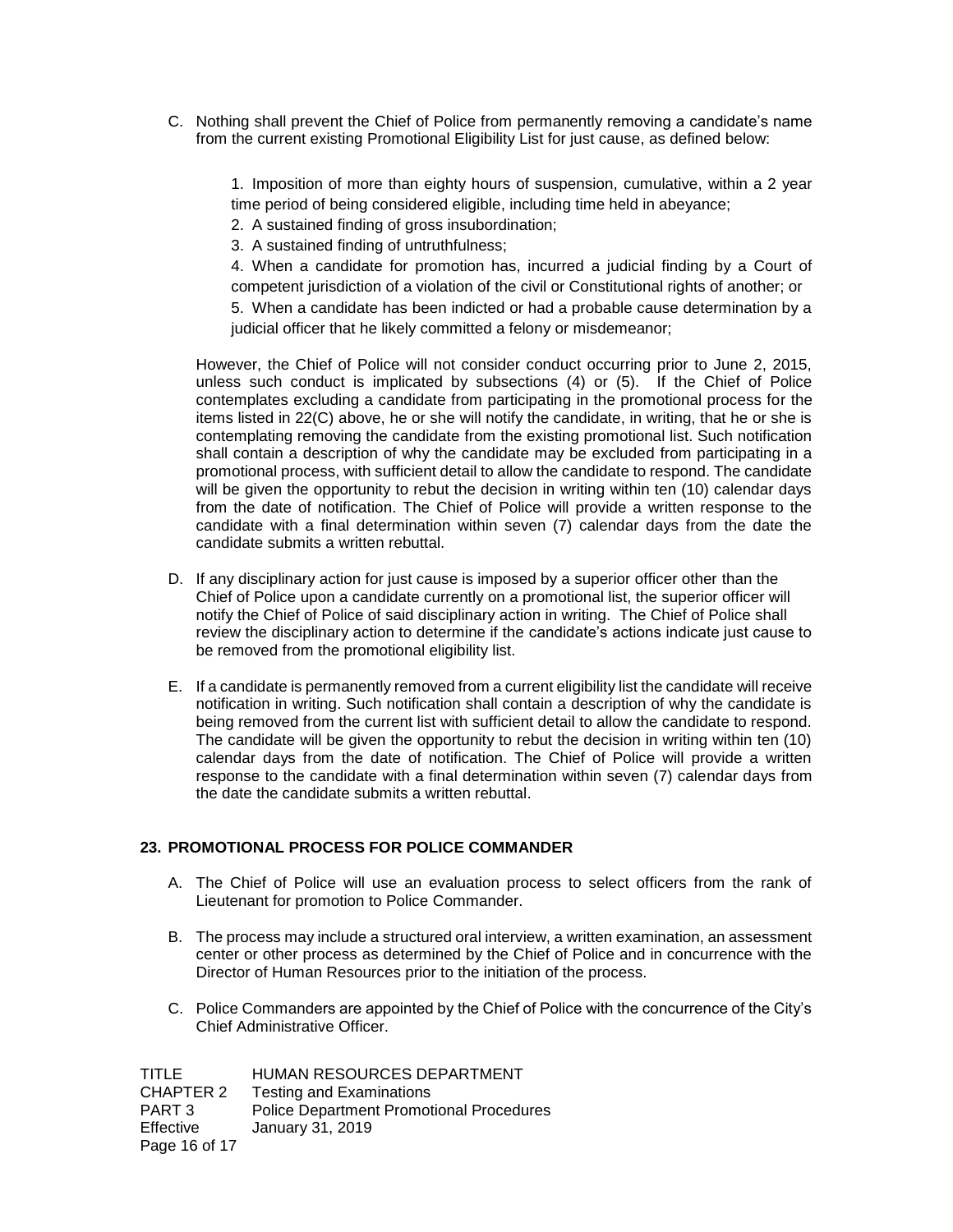C. Nothing shall prevent the Chief of Police from permanently removing a candidate's name from the current existing Promotional Eligibility List for just cause, as defined below:

   1. Imposition of more than eighty hours of suspension, cumulative, within a 2 year time period of being considered eligible, including time held in abeyance;
   2. A sustained finding of gross insubordination;
   3. A sustained finding of untruthfulness;
   4. When a candidate for promotion has, incurred a judicial finding by a Court of competent jurisdiction of a violation of the civil or Constitutional rights of another; or
   5. When a candidate has been indicted or had a probable cause determination by a judicial officer that he likely committed a felony or misdemeanor;

   However, the Chief of Police will not consider conduct occurring prior to June 2, 2015, unless such conduct is implicated by subsections (4) or (5). If the Chief of Police contemplates excluding a candidate from participating in the promotional process for the items listed in 22(C) above, he or she will notify the candidate, in writing, that he or she is contemplating removing the candidate from the existing promotional list. Such notification shall contain a description of why the candidate may be excluded from participating in a promotional process, with sufficient detail to allow the candidate to respond. The candidate will be given the opportunity to rebut the decision in writing within ten (10) calendar days from the date of notification. The Chief of Police will provide a written response to the candidate with a final determination within seven (7) calendar days from the date the candidate submits a written rebuttal.

D. If any disciplinary action for just cause is imposed by a superior officer other than the Chief of Police upon a candidate currently on a promotional list, the superior officer will notify the Chief of Police of said disciplinary action in writing. The Chief of Police shall review the disciplinary action to determine if the candidate's actions indicate just cause to be removed from the promotional eligibility list.

E. If a candidate is permanently removed from a current eligibility list the candidate will receive notification in writing. Such notification shall contain a description of why the candidate is being removed from the current list with sufficient detail to allow the candidate to respond. The candidate will be given the opportunity to rebut the decision in writing within ten (10) calendar days from the date of notification. The Chief of Police will provide a written response to the candidate with a final determination within seven (7) calendar days from the date the candidate submits a written rebuttal.

## 23. PROMOTIONAL PROCESS FOR POLICE COMMANDER

A. The Chief of Police will use an evaluation process to select officers from the rank of Lieutenant for promotion to Police Commander.

B. The process may include a structured oral interview, a written examination, an assessment center or other process as determined by the Chief of Police and in concurrence with the Director of Human Resources prior to the initiation of the process.

C. Police Commanders are appointed by the Chief of Police with the concurrence of the City's Chief Administrative Officer.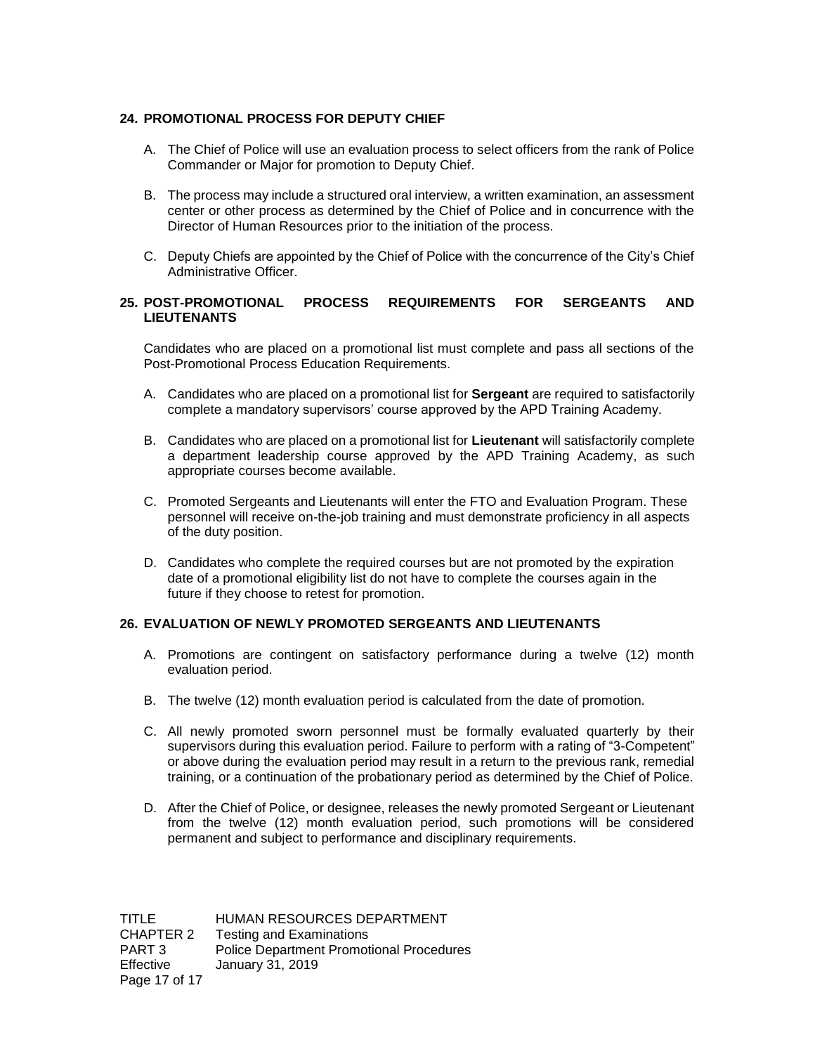## 24. PROMOTIONAL PROCESS FOR DEPUTY CHIEF

A. The Chief of Police will use an evaluation process to select officers from the rank of Police Commander or Major for promotion to Deputy Chief.

B. The process may include a structured oral interview, a written examination, an assessment center or other process as determined by the Chief of Police and in concurrence with the Director of Human Resources prior to the initiation of the process.

C. Deputy Chiefs are appointed by the Chief of Police with the concurrence of the City's Chief Administrative Officer.

## 25. POST-PROMOTIONAL PROCESS REQUIREMENTS FOR SERGEANTS AND LIEUTENANTS

Candidates who are placed on a promotional list must complete and pass all sections of the Post-Promotional Process Education Requirements.

A. Candidates who are placed on a promotional list for **Sergeant** are required to satisfactorily complete a mandatory supervisors' course approved by the APD Training Academy.

B. Candidates who are placed on a promotional list for **Lieutenant** will satisfactorily complete a department leadership course approved by the APD Training Academy, as such appropriate courses become available.

C. Promoted Sergeants and Lieutenants will enter the FTO and Evaluation Program. These personnel will receive on-the-job training and must demonstrate proficiency in all aspects of the duty position.

D. Candidates who complete the required courses but are not promoted by the expiration date of a promotional eligibility list do not have to complete the courses again in the future if they choose to retest for promotion.

## 26. EVALUATION OF NEWLY PROMOTED SERGEANTS AND LIEUTENANTS

A. Promotions are contingent on satisfactory performance during a twelve (12) month evaluation period.

B. The twelve (12) month evaluation period is calculated from the date of promotion.

C. All newly promoted sworn personnel must be formally evaluated quarterly by their supervisors during this evaluation period. Failure to perform with a rating of "3-Competent" or above during the evaluation period may result in a return to the previous rank, remedial training, or a continuation of the probationary period as determined by the Chief of Police.

D. After the Chief of Police, or designee, releases the newly promoted Sergeant or Lieutenant from the twelve (12) month evaluation period, such promotions will be considered permanent and subject to performance and disciplinary requirements.

TITLE HUMAN RESOURCES DEPARTMENT
CHAPTER 2 Testing and Examinations
PART 3 Police Department Promotional Procedures
Effective January 31, 2019